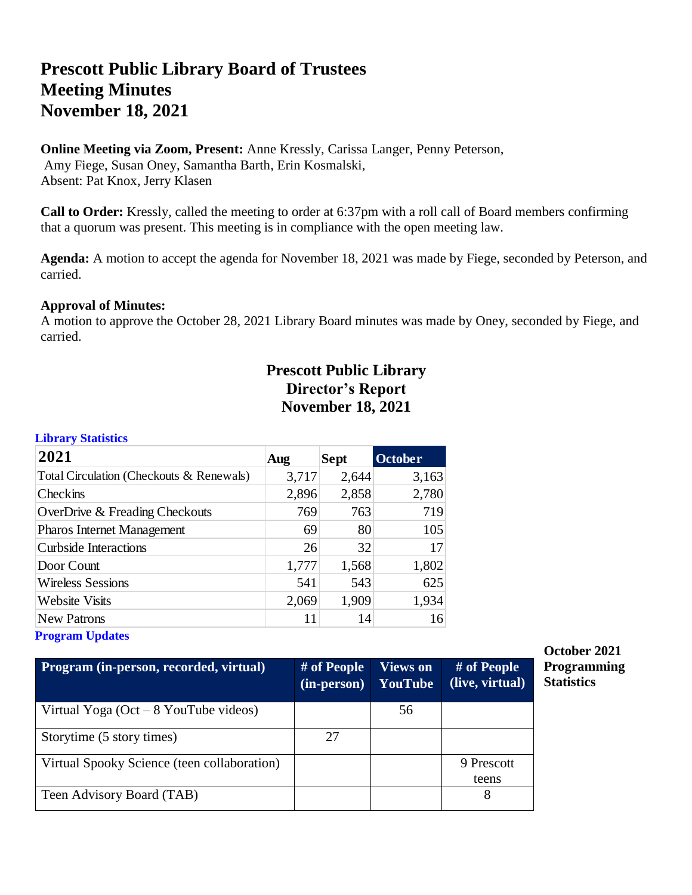# Prescott Public Library Board of Trustees
# Meeting Minutes
# November 18, 2021

**Online Meeting via Zoom, Present:** Anne Kressly, Carissa Langer, Penny Peterson, Amy Fiege, Susan Oney, Samantha Barth, Erin Kosmalski,
Absent: Pat Knox, Jerry Klasen

**Call to Order:** Kressly, called the meeting to order at 6:37pm with a roll call of Board members confirming that a quorum was present. This meeting is in compliance with the open meeting law.

**Agenda:** A motion to accept the agenda for November 18, 2021 was made by Fiege, seconded by Peterson, and carried.

**Approval of Minutes:**
A motion to approve the October 28, 2021 Library Board minutes was made by Oney, seconded by Fiege, and carried.

## Prescott Public Library
## Director's Report
## November 18, 2021

### Library Statistics

| 2021 | Aug | Sept | October |
|---|---|---|---|
| Total Circulation (Checkouts & Renewals) | 3,717 | 2,644 | 3,163 |
| Checkins | 2,896 | 2,858 | 2,780 |
| OverDrive & Freading Checkouts | 769 | 763 | 719 |
| Pharos Internet Management | 69 | 80 | 105 |
| Curbside Interactions | 26 | 32 | 17 |
| Door Count | 1,777 | 1,568 | 1,802 |
| Wireless Sessions | 541 | 543 | 625 |
| Website Visits | 2,069 | 1,909 | 1,934 |
| New Patrons | 11 | 14 | 16 |

### Program Updates

**October 2021 Programming Statistics**

| Program (in-person, recorded, virtual) | # of People (in-person) | Views on YouTube | # of People (live, virtual) |
|---|---|---|---|
| Virtual Yoga (Oct – 8 YouTube videos) | | 56 | |
| Storytime (5 story times) | 27 | | |
| Virtual Spooky Science (teen collaboration) | | | 9 Prescott teens |
| Teen Advisory Board (TAB) | | | 8 |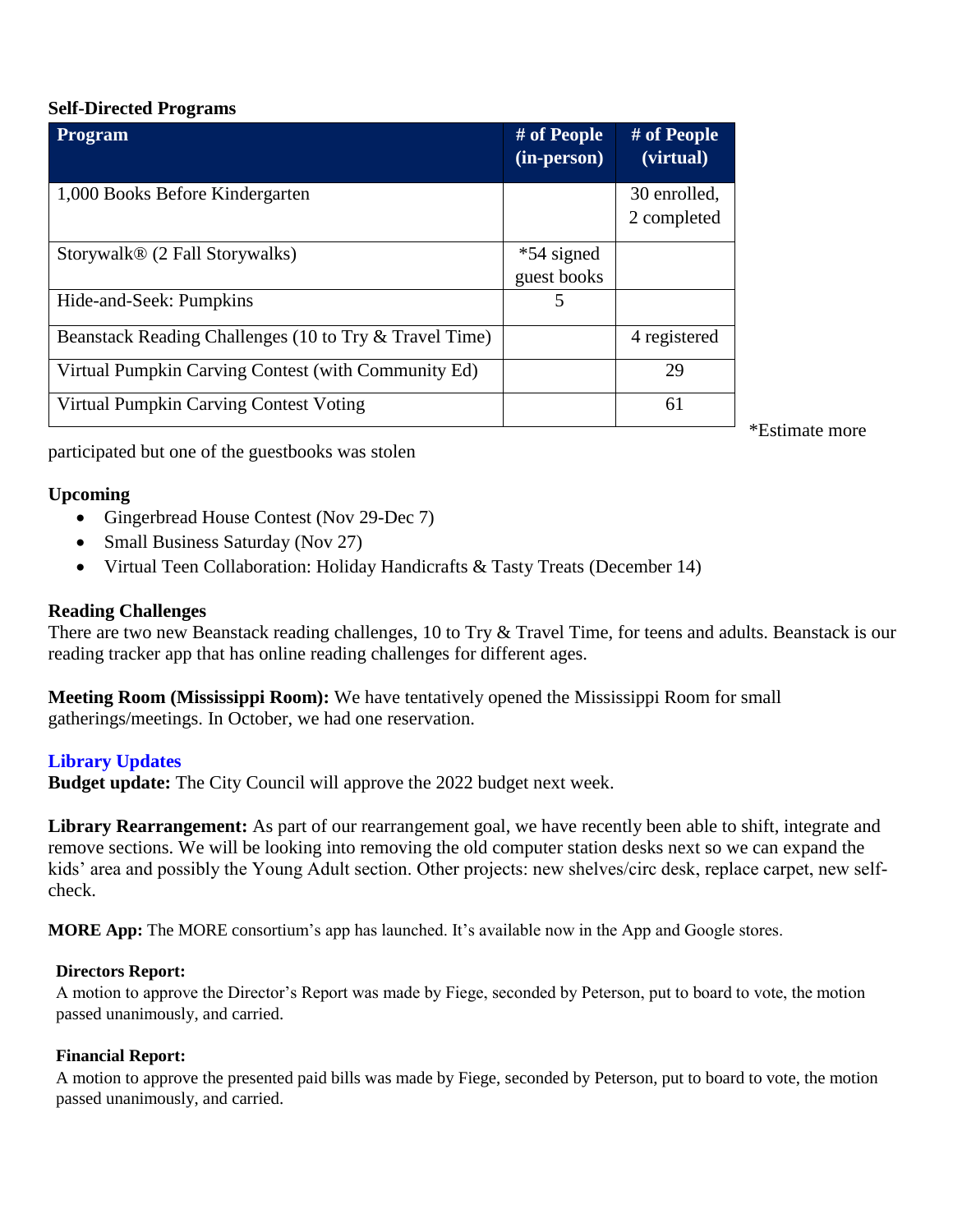**Self-Directed Programs**

| Program | # of People (in-person) | # of People (virtual) |
|---|---|---|
| 1,000 Books Before Kindergarten | | 30 enrolled, 2 completed |
| Storywalk® (2 Fall Storywalks) | *54 signed guest books | |
| Hide-and-Seek: Pumpkins | 5 | |
| Beanstack Reading Challenges (10 to Try & Travel Time) | | 4 registered |
| Virtual Pumpkin Carving Contest (with Community Ed) | | 29 |
| Virtual Pumpkin Carving Contest Voting | | 61 |

*Estimate more participated but one of the guestbooks was stolen

**Upcoming**

- Gingerbread House Contest (Nov 29-Dec 7)
- Small Business Saturday (Nov 27)
- Virtual Teen Collaboration: Holiday Handicrafts & Tasty Treats (December 14)

**Reading Challenges**

There are two new Beanstack reading challenges, 10 to Try & Travel Time, for teens and adults. Beanstack is our reading tracker app that has online reading challenges for different ages.

**Meeting Room (Mississippi Room):** We have tentatively opened the Mississippi Room for small gatherings/meetings. In October, we had one reservation.

**Library Updates**

**Budget update:** The City Council will approve the 2022 budget next week.

**Library Rearrangement:** As part of our rearrangement goal, we have recently been able to shift, integrate and remove sections. We will be looking into removing the old computer station desks next so we can expand the kids' area and possibly the Young Adult section. Other projects: new shelves/circ desk, replace carpet, new self-check.

**MORE App:** The MORE consortium's app has launched. It's available now in the App and Google stores.

**Directors Report:**

A motion to approve the Director's Report was made by Fiege, seconded by Peterson, put to board to vote, the motion passed unanimously, and carried.

**Financial Report:**

A motion to approve the presented paid bills was made by Fiege, seconded by Peterson, put to board to vote, the motion passed unanimously, and carried.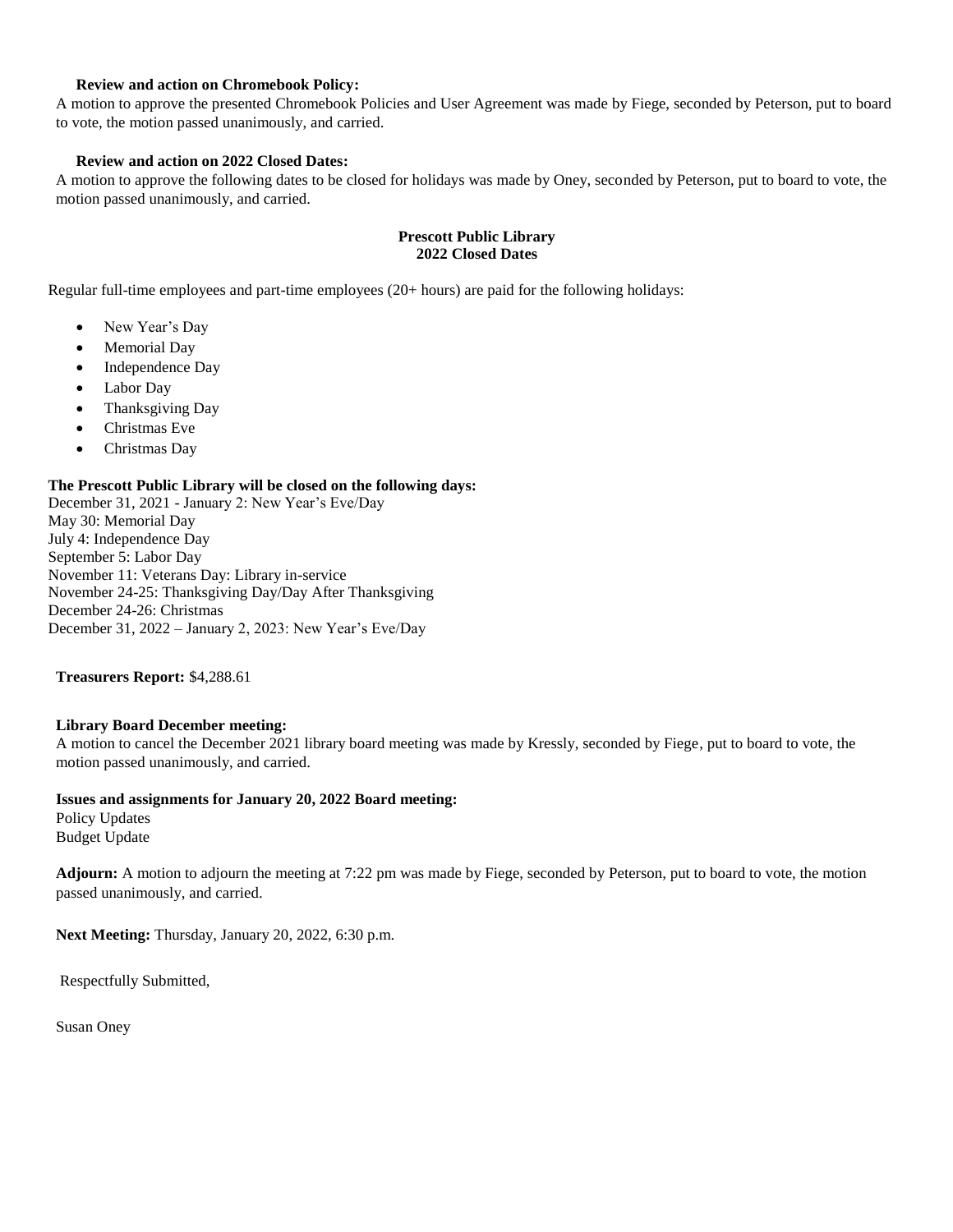**Review and action on Chromebook Policy:**

A motion to approve the presented Chromebook Policies and User Agreement was made by Fiege, seconded by Peterson, put to board to vote, the motion passed unanimously, and carried.

**Review and action on 2022 Closed Dates:**

A motion to approve the following dates to be closed for holidays was made by Oney, seconded by Peterson, put to board to vote, the motion passed unanimously, and carried.

**Prescott Public Library**
**2022 Closed Dates**

Regular full-time employees and part-time employees (20+ hours) are paid for the following holidays:

- New Year's Day
- Memorial Day
- Independence Day
- Labor Day
- Thanksgiving Day
- Christmas Eve
- Christmas Day

**The Prescott Public Library will be closed on the following days:**

December 31, 2021 - January 2: New Year's Eve/Day
May 30: Memorial Day
July 4: Independence Day
September 5: Labor Day
November 11: Veterans Day: Library in-service
November 24-25: Thanksgiving Day/Day After Thanksgiving
December 24-26: Christmas
December 31, 2022 – January 2, 2023: New Year's Eve/Day

**Treasurers Report:** $4,288.61

**Library Board December meeting:**

A motion to cancel the December 2021 library board meeting was made by Kressly, seconded by Fiege, put to board to vote, the motion passed unanimously, and carried.

**Issues and assignments for January 20, 2022 Board meeting:**

Policy Updates
Budget Update

**Adjourn:** A motion to adjourn the meeting at 7:22 pm was made by Fiege, seconded by Peterson, put to board to vote, the motion passed unanimously, and carried.

**Next Meeting:** Thursday, January 20, 2022, 6:30 p.m.

Respectfully Submitted,

Susan Oney